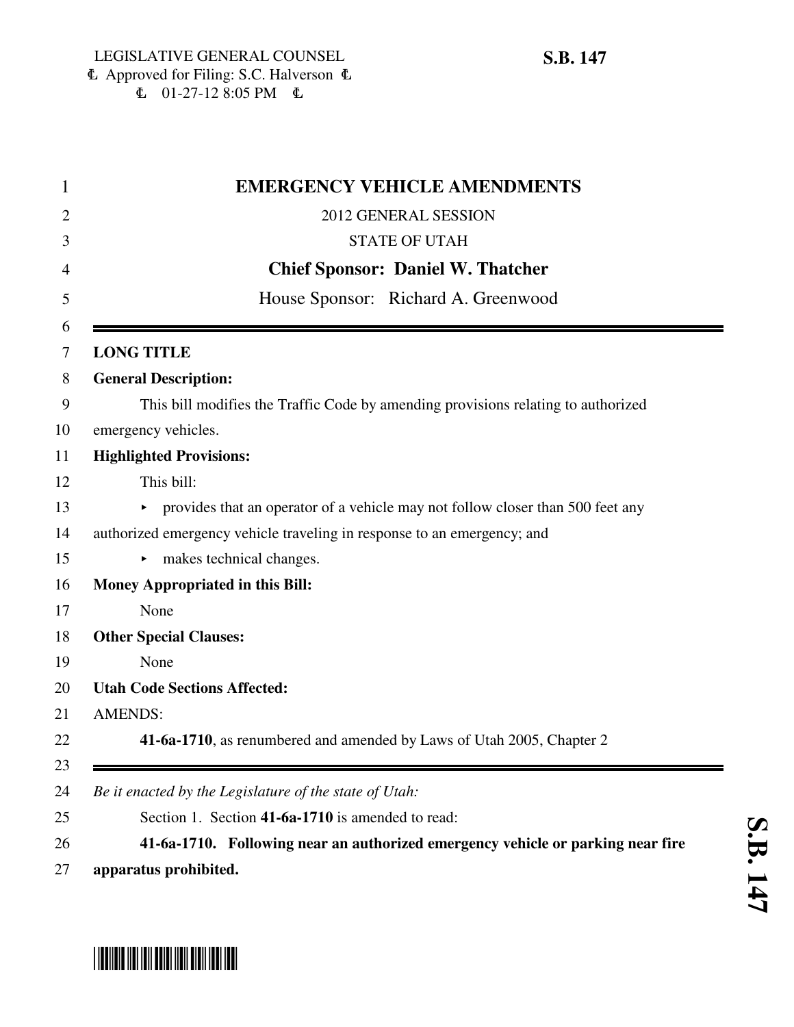LEGISLATIVE GENERAL COUNSEL
Ⱡ Approved for Filing: S.C. Halverson Ⱡ
Ⱡ 01-27-12 8:05 PM Ⱡ

**S.B. 147**

# EMERGENCY VEHICLE AMENDMENTS

2012 GENERAL SESSION

STATE OF UTAH

**Chief Sponsor: Daniel W. Thatcher**

House Sponsor: Richard A. Greenwood

---

**LONG TITLE**

**General Description:**

This bill modifies the Traffic Code by amending provisions relating to authorized emergency vehicles.

**Highlighted Provisions:**

This bill:

- provides that an operator of a vehicle may not follow closer than 500 feet any authorized emergency vehicle traveling in response to an emergency; and
- makes technical changes.

**Money Appropriated in this Bill:**

None

**Other Special Clauses:**

None

**Utah Code Sections Affected:**

AMENDS:

**41-6a-1710**, as renumbered and amended by Laws of Utah 2005, Chapter 2

---

*Be it enacted by the Legislature of the state of Utah:*

Section 1. Section **41-6a-1710** is amended to read:

**41-6a-1710. Following near an authorized emergency vehicle or parking near fire apparatus prohibited.**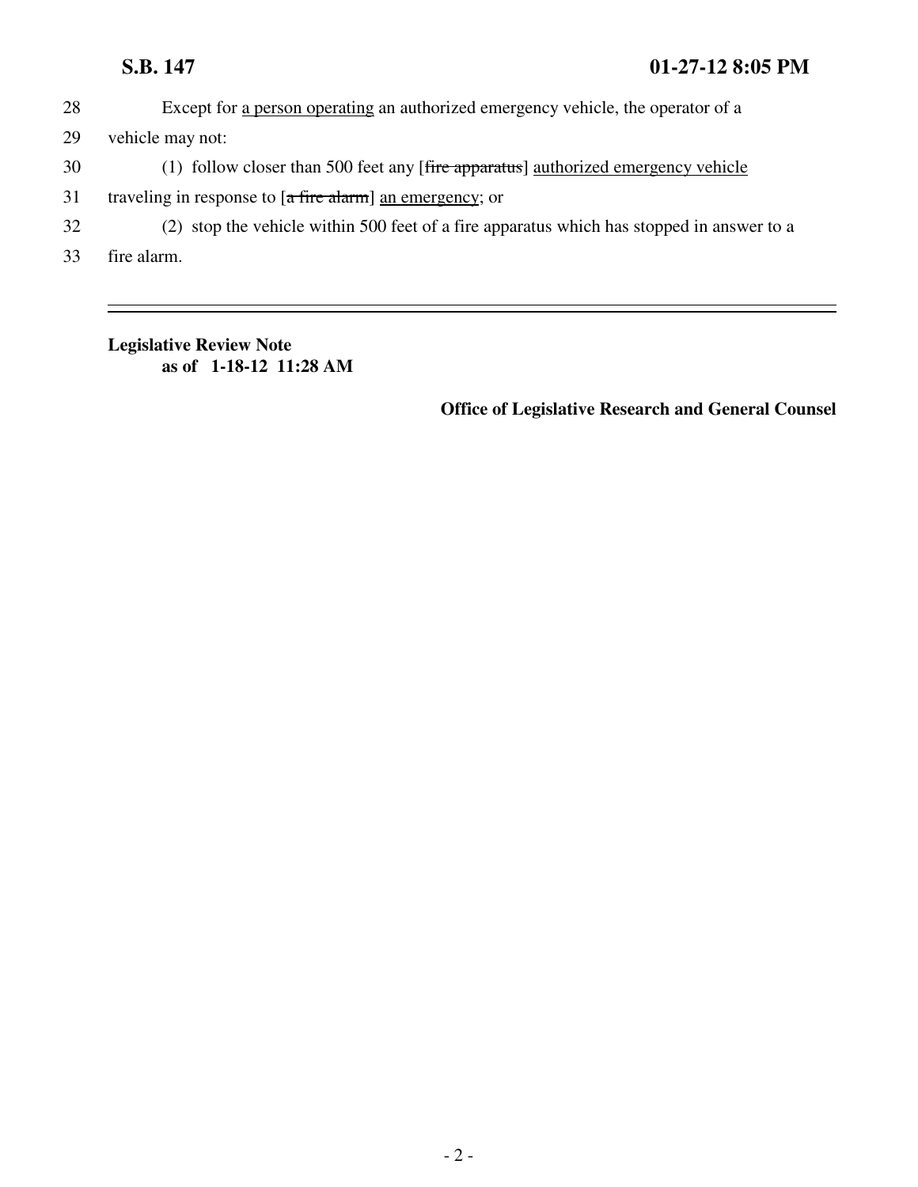28 Except for <u>a person operating</u> an authorized emergency vehicle, the operator of a
29 vehicle may not:
30 (1) follow closer than 500 feet any [~~fire apparatus~~] <u>authorized emergency vehicle</u>
31 traveling in response to [~~a fire alarm~~] <u>an emergency</u>; or
32 (2) stop the vehicle within 500 feet of a fire apparatus which has stopped in answer to a
33 fire alarm.

---

**Legislative Review Note**
**as of 1-18-12 11:28 AM**

**Office of Legislative Research and General Counsel**